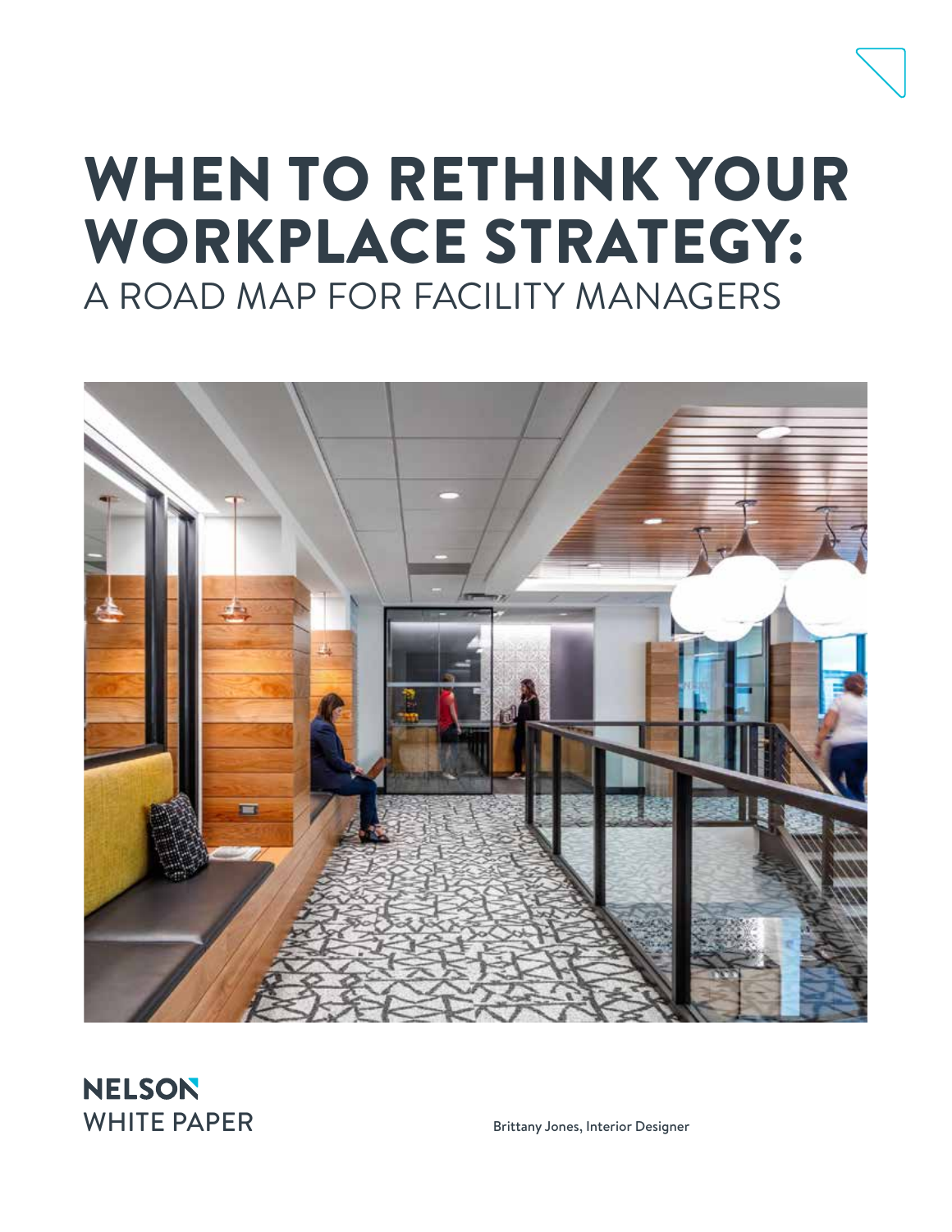# WHEN TO RETHINK YOUR WORKPLACE STRATEGY:

## A ROAD MAP FOR FACILITY MANAGERS

**NELSON**
WHITE PAPER

Brittany Jones, Interior Designer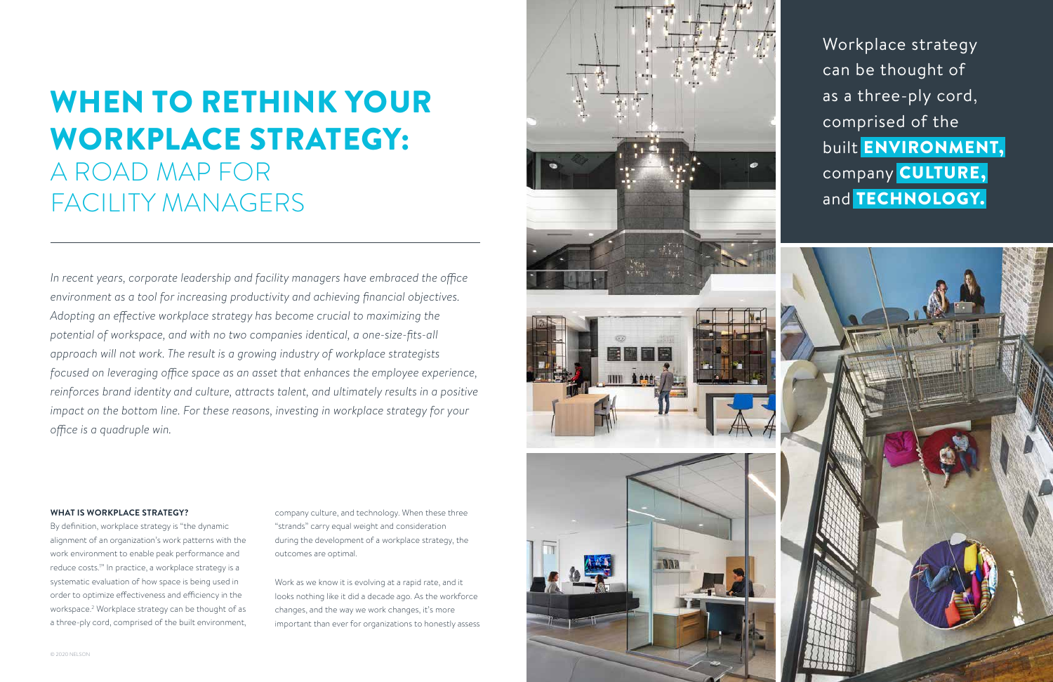# WHEN TO RETHINK YOUR WORKPLACE STRATEGY: A ROAD MAP FOR FACILITY MANAGERS

*In recent years, corporate leadership and facility managers have embraced the office environment as a tool for increasing productivity and achieving financial objectives. Adopting an effective workplace strategy has become crucial to maximizing the potential of workspace, and with no two companies identical, a one-size-fits-all approach will not work. The result is a growing industry of workplace strategists focused on leveraging office space as an asset that enhances the employee experience, reinforces brand identity and culture, attracts talent, and ultimately results in a positive impact on the bottom line. For these reasons, investing in workplace strategy for your office is a quadruple win.*

**WHAT IS WORKPLACE STRATEGY?**

By definition, workplace strategy is "the dynamic alignment of an organization's work patterns with the work environment to enable peak performance and reduce costs."[1] In practice, a workplace strategy is a systematic evaluation of how space is being used in order to optimize effectiveness and efficiency in the workspace.[2] Workplace strategy can be thought of as a three-ply cord, comprised of the built environment, company culture, and technology. When these three "strands" carry equal weight and consideration during the development of a workplace strategy, the outcomes are optimal.

Work as we know it is evolving at a rapid rate, and it looks nothing like it did a decade ago. As the workforce changes, and the way we work changes, it's more important than ever for organizations to honestly assess

Workplace strategy can be thought of as a three-ply cord, comprised of the built **ENVIRONMENT,** company **CULTURE,** and **TECHNOLOGY.**

© 2020 NELSON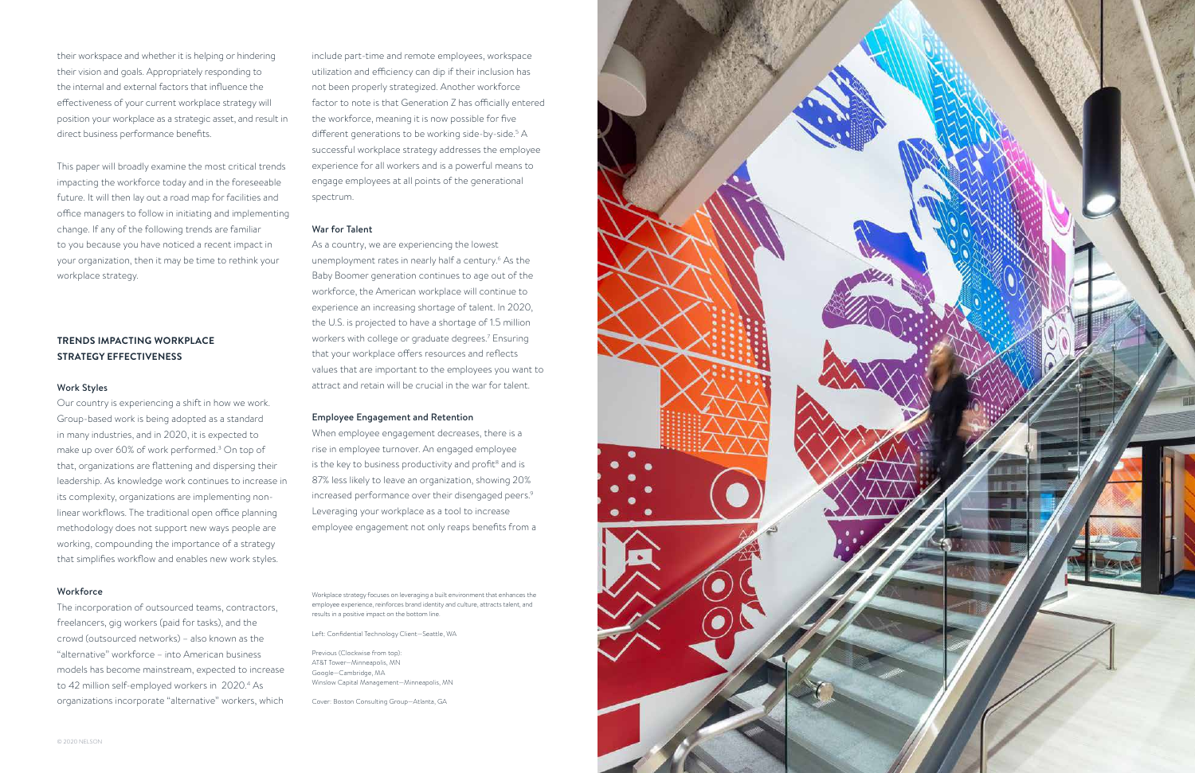their workspace and whether it is helping or hindering their vision and goals. Appropriately responding to the internal and external factors that influence the effectiveness of your current workplace strategy will position your workplace as a strategic asset, and result in direct business performance benefits.

This paper will broadly examine the most critical trends impacting the workforce today and in the foreseeable future. It will then lay out a road map for facilities and office managers to follow in initiating and implementing change. If any of the following trends are familiar to you because you have noticed a recent impact in your organization, then it may be time to rethink your workplace strategy.

## TRENDS IMPACTING WORKPLACE STRATEGY EFFECTIVENESS

### Work Styles

Our country is experiencing a shift in how we work. Group-based work is being adopted as a standard in many industries, and in 2020, it is expected to make up over 60% of work performed.[3] On top of that, organizations are flattening and dispersing their leadership. As knowledge work continues to increase in its complexity, organizations are implementing non-linear workflows. The traditional open office planning methodology does not support new ways people are working, compounding the importance of a strategy that simplifies workflow and enables new work styles.

### Workforce

The incorporation of outsourced teams, contractors, freelancers, gig workers (paid for tasks), and the crowd (outsourced networks) – also known as the "alternative" workforce – into American business models has become mainstream, expected to increase to 42 million self-employed workers in 2020.[4] As organizations incorporate "alternative" workers, which include part-time and remote employees, workspace utilization and efficiency can dip if their inclusion has not been properly strategized. Another workforce factor to note is that Generation Z has officially entered the workforce, meaning it is now possible for five different generations to be working side-by-side.[5] A successful workplace strategy addresses the employee experience for all workers and is a powerful means to engage employees at all points of the generational spectrum.

### War for Talent

As a country, we are experiencing the lowest unemployment rates in nearly half a century.[6] As the Baby Boomer generation continues to age out of the workforce, the American workplace will continue to experience an increasing shortage of talent. In 2020, the U.S. is projected to have a shortage of 1.5 million workers with college or graduate degrees.[7] Ensuring that your workplace offers resources and reflects values that are important to the employees you want to attract and retain will be crucial in the war for talent.

### Employee Engagement and Retention

When employee engagement decreases, there is a rise in employee turnover. An engaged employee is the key to business productivity and profit[8] and is 87% less likely to leave an organization, showing 20% increased performance over their disengaged peers.[9] Leveraging your workplace as a tool to increase employee engagement not only reaps benefits from a

Workplace strategy focuses on leveraging a built environment that enhances the employee experience, reinforces brand identity and culture, attracts talent, and results in a positive impact on the bottom line.

Left: Confidential Technology Client—Seattle, WA

Previous (Clockwise from top):
AT&T Tower—Minneapolis, MN
Google—Cambridge, MA
Winslow Capital Management—Minneapolis, MN

Cover: Boston Consulting Group—Atlanta, GA

© 2020 NELSON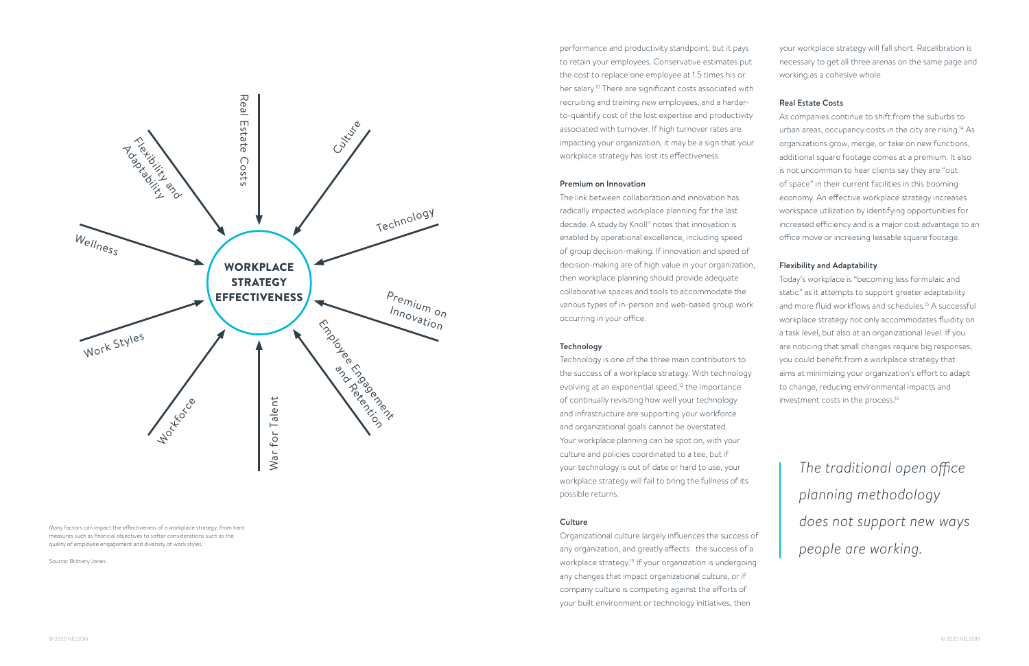WORKPLACE STRATEGY EFFECTIVENESS

Real Estate Costs · Culture · Technology · Premium on Innovation · Employee Engagement and Retention · War for Talent · Workforce · Work Styles · Wellness · Flexibility and Adaptability

Many factors can impact the effectiveness of a workplace strategy, from hard measures such as financial objectives to softer considerations such as the quality of employee engagement and diversity of work styles.

Source: Brittany Jones

performance and productivity standpoint, but it pays to retain your employees. Conservative estimates put the cost to replace one employee at 1.5 times his or her salary.[10] There are significant costs associated with recruiting and training new employees, and a harder-to-quantify cost of the lost expertise and productivity associated with turnover. If high turnover rates are impacting your organization, it may be a sign that your workplace strategy has lost its effectiveness.

**Premium on Innovation**

The link between collaboration and innovation has radically impacted workplace planning for the last decade. A study by Knoll[11] notes that innovation is enabled by operational excellence, including speed of group decision-making. If innovation and speed of decision-making are of high value in your organization, then workplace planning should provide adequate collaborative spaces and tools to accommodate the various types of in-person and web-based group work occurring in your office.

**Technology**

Technology is one of the three main contributors to the success of a workplace strategy. With technology evolving at an exponential speed,[12] the importance of continually revisiting how well your technology and infrastructure are supporting your workforce and organizational goals cannot be overstated. Your workplace planning can be spot on, with your culture and policies coordinated to a tee, but if your technology is out of date or hard to use, your workplace strategy will fail to bring the fullness of its possible returns.

**Culture**

Organizational culture largely influences the success of any organization, and greatly affects the success of a workplace strategy.[13] If your organization is undergoing any changes that impact organizational culture, or if company culture is competing against the efforts of your built environment or technology initiatives, then your workplace strategy will fall short. Recalibration is necessary to get all three arenas on the same page and working as a cohesive whole.

**Real Estate Costs**

As companies continue to shift from the suburbs to urban areas, occupancy costs in the city are rising.[14] As organizations grow, merge, or take on new functions, additional square footage comes at a premium. It also is not uncommon to hear clients say they are "out of space" in their current facilities in this booming economy. An effective workplace strategy increases workspace utilization by identifying opportunities for increased efficiency and is a major cost advantage to an office move or increasing leasable square footage.

**Flexibility and Adaptability**

Today's workplace is "becoming less formulaic and static" as it attempts to support greater adaptability and more fluid workflows and schedules.[15] A successful workplace strategy not only accommodates fluidity on a task level, but also at an organizational level. If you are noticing that small changes require big responses, you could benefit from a workplace strategy that aims at minimizing your organization's effort to adapt to change, reducing environmental impacts and investment costs in the process.[16]

> *The traditional open office planning methodology does not support new ways people are working.*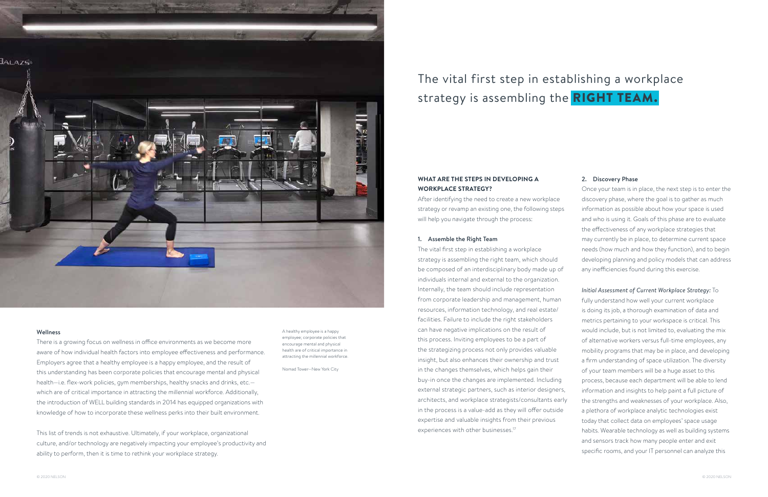### Wellness

There is a growing focus on wellness in office environments as we become more aware of how individual health factors into employee effectiveness and performance. Employers agree that a healthy employee is a happy employee, and the result of this understanding has been corporate policies that encourage mental and physical health—i.e. flex-work policies, gym memberships, healthy snacks and drinks, etc.—which are of critical importance in attracting the millennial workforce. Additionally, the introduction of WELL building standards in 2014 has equipped organizations with knowledge of how to incorporate these wellness perks into their built environment.

This list of trends is not exhaustive. Ultimately, if your workplace, organizational culture, and/or technology are negatively impacting your employee's productivity and ability to perform, then it is time to rethink your workplace strategy.

A healthy employee is a happy employee; corporate policies that encourage mental and physical health are of critical importance in attracting the millennial workforce.

Nomad Tower—New York City

## The vital first step in establishing a workplace strategy is assembling the **RIGHT TEAM.**

**WHAT ARE THE STEPS IN DEVELOPING A WORKPLACE STRATEGY?**

After identifying the need to create a new workplace strategy or revamp an existing one, the following steps will help you navigate through the process:

**1. Assemble the Right Team**

The vital first step in establishing a workplace strategy is assembling the right team, which should be composed of an interdisciplinary body made up of individuals internal and external to the organization. Internally, the team should include representation from corporate leadership and management, human resources, information technology, and real estate/facilities. Failure to include the right stakeholders can have negative implications on the result of this process. Inviting employees to be a part of the strategizing process not only provides valuable insight, but also enhances their ownership and trust in the changes themselves, which helps gain their buy-in once the changes are implemented. Including external strategic partners, such as interior designers, architects, and workplace strategists/consultants early in the process is a value-add as they will offer outside expertise and valuable insights from their previous experiences with other businesses.[17]

**2. Discovery Phase**

Once your team is in place, the next step is to enter the discovery phase, where the goal is to gather as much information as possible about how your space is used and who is using it. Goals of this phase are to evaluate the effectiveness of any workplace strategies that may currently be in place, to determine current space needs (how much and how they function), and to begin developing planning and policy models that can address any inefficiencies found during this exercise.

*Initial Assessment of Current Workplace Strategy:* To fully understand how well your current workplace is doing its job, a thorough examination of data and metrics pertaining to your workspace is critical. This would include, but is not limited to, evaluating the mix of alternative workers versus full-time employees, any mobility programs that may be in place, and developing a firm understanding of space utilization. The diversity of your team members will be a huge asset to this process, because each department will be able to lend information and insights to help paint a full picture of the strengths and weaknesses of your workplace. Also, a plethora of workplace analytic technologies exist today that collect data on employees' space usage habits. Wearable technology as well as building systems and sensors track how many people enter and exit specific rooms, and your IT personnel can analyze this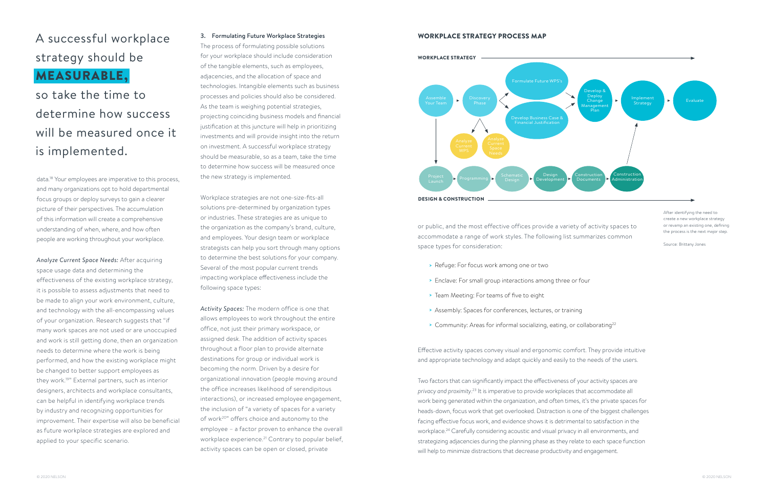A successful workplace strategy should be **MEASURABLE,** so take the time to determine how success will be measured once it is implemented.

data.[18] Your employees are imperative to this process, and many organizations opt to hold departmental focus groups or deploy surveys to gain a clearer picture of their perspectives. The accumulation of this information will create a comprehensive understanding of when, where, and how often people are working throughout your workplace.

*Analyze Current Space Needs:* After acquiring space usage data and determining the effectiveness of the existing workplace strategy, it is possible to assess adjustments that need to be made to align your work environment, culture, and technology with the all-encompassing values of your organization. Research suggests that "if many work spaces are not used or are unoccupied and work is still getting done, then an organization needs to determine where the work is being performed, and how the existing workplace might be changed to better support employees as they work.[19]" External partners, such as interior designers, architects and workplace consultants, can be helpful in identifying workplace trends by industry and recognizing opportunities for improvement. Their expertise will also be beneficial as future workplace strategies are explored and applied to your specific scenario.

### 3. Formulating Future Workplace Strategies

The process of formulating possible solutions for your workplace should include consideration of the tangible elements, such as employees, adjacencies, and the allocation of space and technologies. Intangible elements such as business processes and policies should also be considered. As the team is weighing potential strategies, projecting coinciding business models and financial justification at this juncture will help in prioritizing investments and will provide insight into the return on investment. A successful workplace strategy should be measurable, so as a team, take the time to determine how success will be measured once the new strategy is implemented.

Workplace strategies are not one-size-fits-all solutions pre-determined by organization types or industries. These strategies are as unique to the organization as the company's brand, culture, and employees. Your design team or workplace strategists can help you sort through many options to determine the best solutions for your company. Several of the most popular current trends impacting workplace effectiveness include the following space types:

*Activity Spaces:* The modern office is one that allows employees to work throughout the entire office, not just their primary workspace, or assigned desk. The addition of activity spaces throughout a floor plan to provide alternate destinations for group or individual work is becoming the norm. Driven by a desire for organizational innovation (people moving around the office increases likelihood of serendipitous interactions), or increased employee engagement, the inclusion of "a variety of spaces for a variety of work[20]" offers choice and autonomy to the employee – a factor proven to enhance the overall workplace experience.[21] Contrary to popular belief, activity spaces can be open or closed, private or public, and the most effective offices provide a variety of activity spaces to accommodate a range of work styles. The following list summarizes common space types for consideration:

- Refuge: For focus work among one or two
- Enclave: For small group interactions among three or four
- Team Meeting: For teams of five to eight
- Assembly: Spaces for conferences, lectures, or training
- Community: Areas for informal socializing, eating, or collaborating[22]

Effective activity spaces convey visual and ergonomic comfort. They provide intuitive and appropriate technology and adapt quickly and easily to the needs of the users.

Two factors that can significantly impact the effectiveness of your activity spaces are *privacy and proximity*.[23] It is imperative to provide workplaces that accommodate all work being generated within the organization, and often times, it's the private spaces for heads-down, focus work that get overlooked. Distraction is one of the biggest challenges facing effective focus work, and evidence shows it is detrimental to satisfaction in the workplace.[24] Carefully considering acoustic and visual privacy in all environments, and strategizing adjacencies during the planning phase as they relate to each space function will help to minimize distractions that decrease productivity and engagement.

## WORKPLACE STRATEGY PROCESS MAP

**WORKPLACE STRATEGY**

Assemble Your Team → Discovery Phase → Formulate Future WPS's / Develop Business Case & Financial Justification → Develop & Deploy Change Management Plan → Implement Strategy → Evaluate

Discovery Phase → Analyze Current WPS / Analyze Current Space Needs

Assemble Your Team → Project Launch → Programming → Schematic Design → Design Development → Construction Documents → Construction Administration → Implement Strategy

**DESIGN & CONSTRUCTION**

After identifying the need to create a new workplace strategy or revamp an existing one, defining the process is the next major step.

Source: Brittany Jones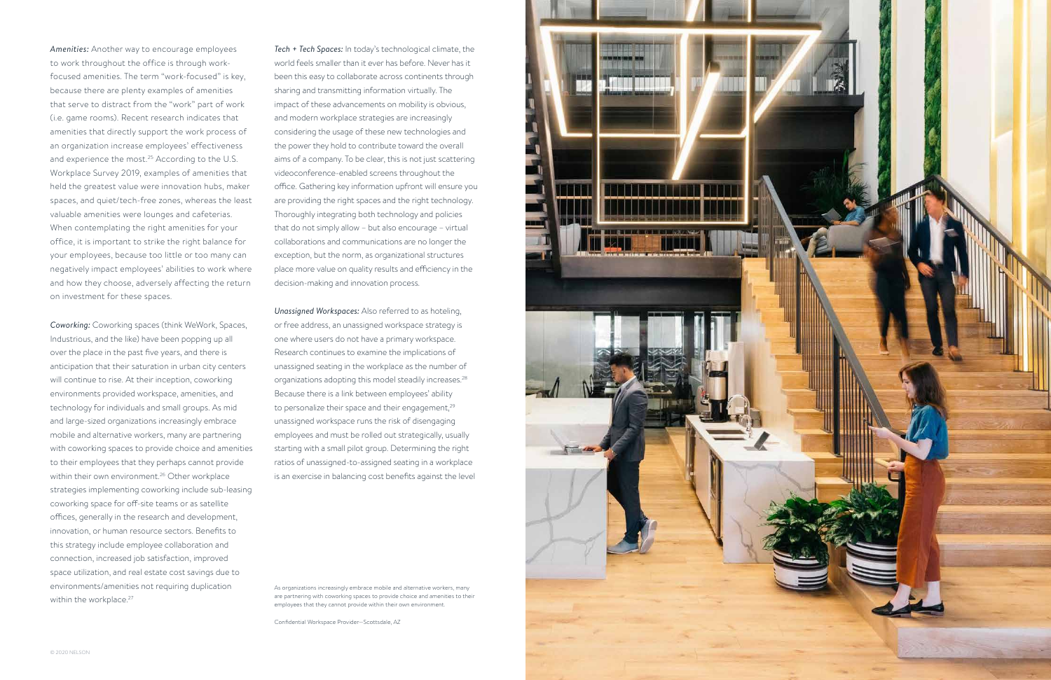*Amenities:* Another way to encourage employees to work throughout the office is through work-focused amenities. The term "work-focused" is key, because there are plenty examples of amenities that serve to distract from the "work" part of work (i.e. game rooms). Recent research indicates that amenities that directly support the work process of an organization increase employees' effectiveness and experience the most.[25] According to the U.S. Workplace Survey 2019, examples of amenities that held the greatest value were innovation hubs, maker spaces, and quiet/tech-free zones, whereas the least valuable amenities were lounges and cafeterias. When contemplating the right amenities for your office, it is important to strike the right balance for your employees, because too little or too many can negatively impact employees' abilities to work where and how they choose, adversely affecting the return on investment for these spaces.

*Coworking:* Coworking spaces (think WeWork, Spaces, Industrious, and the like) have been popping up all over the place in the past five years, and there is anticipation that their saturation in urban city centers will continue to rise. At their inception, coworking environments provided workspace, amenities, and technology for individuals and small groups. As mid and large-sized organizations increasingly embrace mobile and alternative workers, many are partnering with coworking spaces to provide choice and amenities to their employees that they perhaps cannot provide within their own environment.[26] Other workplace strategies implementing coworking include sub-leasing coworking space for off-site teams or as satellite offices, generally in the research and development, innovation, or human resource sectors. Benefits to this strategy include employee collaboration and connection, increased job satisfaction, improved space utilization, and real estate cost savings due to environments/amenities not requiring duplication within the workplace.[27]

*Tech + Tech Spaces:* In today's technological climate, the world feels smaller than it ever has before. Never has it been this easy to collaborate across continents through sharing and transmitting information virtually. The impact of these advancements on mobility is obvious, and modern workplace strategies are increasingly considering the usage of these new technologies and the power they hold to contribute toward the overall aims of a company. To be clear, this is not just scattering videoconference-enabled screens throughout the office. Gathering key information upfront will ensure you are providing the right spaces and the right technology. Thoroughly integrating both technology and policies that do not simply allow – but also encourage – virtual collaborations and communications are no longer the exception, but the norm, as organizational structures place more value on quality results and efficiency in the decision-making and innovation process.

*Unassigned Workspaces:* Also referred to as hoteling, or free address, an unassigned workspace strategy is one where users do not have a primary workspace. Research continues to examine the implications of unassigned seating in the workplace as the number of organizations adopting this model steadily increases.[28] Because there is a link between employees' ability to personalize their space and their engagement,[29] unassigned workspace runs the risk of disengaging employees and must be rolled out strategically, usually starting with a small pilot group. Determining the right ratios of unassigned-to-assigned seating in a workplace is an exercise in balancing cost benefits against the level

As organizations increasingly embrace mobile and alternative workers, many are partnering with coworking spaces to provide choice and amenities to their employees that they cannot provide within their own environment.

Confidential Workspace Provider—Scottsdale, AZ

© 2020 NELSON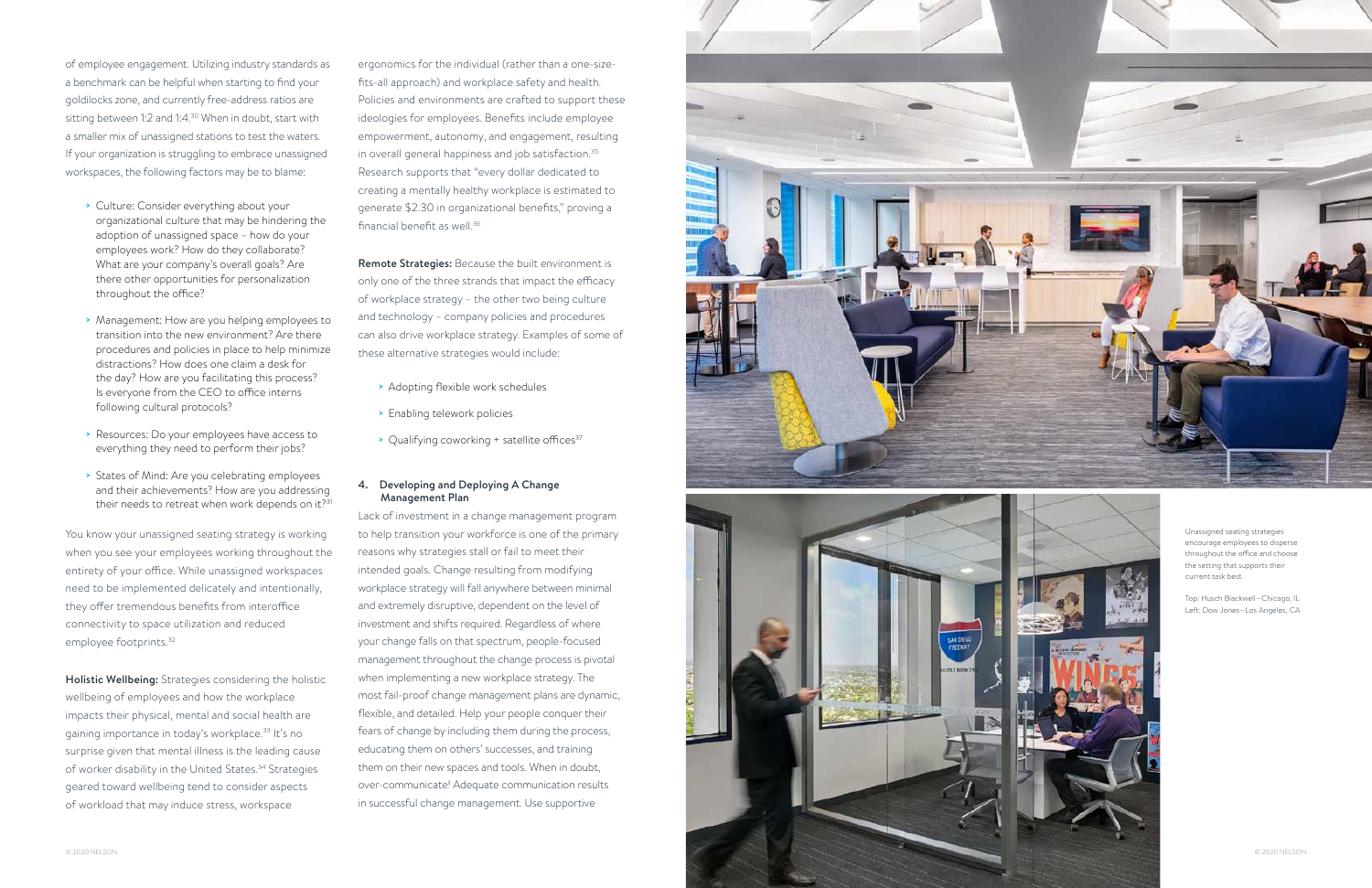of employee engagement. Utilizing industry standards as a benchmark can be helpful when starting to find your goldilocks zone, and currently free-address ratios are sitting between 1:2 and 1:4.[30] When in doubt, start with a smaller mix of unassigned stations to test the waters. If your organization is struggling to embrace unassigned workspaces, the following factors may be to blame:

- Culture: Consider everything about your organizational culture that may be hindering the adoption of unassigned space – how do your employees work? How do they collaborate? What are your company's overall goals? Are there other opportunities for personalization throughout the office?
- Management: How are you helping employees to transition into the new environment? Are there procedures and policies in place to help minimize distractions? How does one claim a desk for the day? How are you facilitating this process? Is everyone from the CEO to office interns following cultural protocols?
- Resources: Do your employees have access to everything they need to perform their jobs?
- States of Mind: Are you celebrating employees and their achievements? How are you addressing their needs to retreat when work depends on it?[31]

You know your unassigned seating strategy is working when you see your employees working throughout the entirety of your office. While unassigned workspaces need to be implemented delicately and intentionally, they offer tremendous benefits from interoffice connectivity to space utilization and reduced employee footprints.[32]

**Holistic Wellbeing:** Strategies considering the holistic wellbeing of employees and how the workplace impacts their physical, mental and social health are gaining importance in today's workplace.[33] It's no surprise given that mental illness is the leading cause of worker disability in the United States.[34] Strategies geared toward wellbeing tend to consider aspects of workload that may induce stress, workspace ergonomics for the individual (rather than a one-size-fits-all approach) and workplace safety and health. Policies and environments are crafted to support these ideologies for employees. Benefits include employee empowerment, autonomy, and engagement, resulting in overall general happiness and job satisfaction.[35] Research supports that "every dollar dedicated to creating a mentally healthy workplace is estimated to generate $2.30 in organizational benefits," proving a financial benefit as well.[36]

**Remote Strategies:** Because the built environment is only one of the three strands that impact the efficacy of workplace strategy – the other two being culture and technology – company policies and procedures can also drive workplace strategy. Examples of some of these alternative strategies would include:

- Adopting flexible work schedules
- Enabling telework policies
- Qualifying coworking + satellite offices[37]

### 4. Developing and Deploying A Change Management Plan

Lack of investment in a change management program to help transition your workforce is one of the primary reasons why strategies stall or fail to meet their intended goals. Change resulting from modifying workplace strategy will fall anywhere between minimal and extremely disruptive, dependent on the level of investment and shifts required. Regardless of where your change falls on that spectrum, people-focused management throughout the change process is pivotal when implementing a new workplace strategy. The most fail-proof change management plans are dynamic, flexible, and detailed. Help your people conquer their fears of change by including them during the process, educating them on others' successes, and training them on their new spaces and tools. When in doubt, over-communicate! Adequate communication results in successful change management. Use supportive

Unassigned seating strategies encourage employees to disperse throughout the office and choose the setting that supports their current task best.

Top: Husch Blackwell—Chicago, IL
Left: Dow Jones—Los Angeles, CA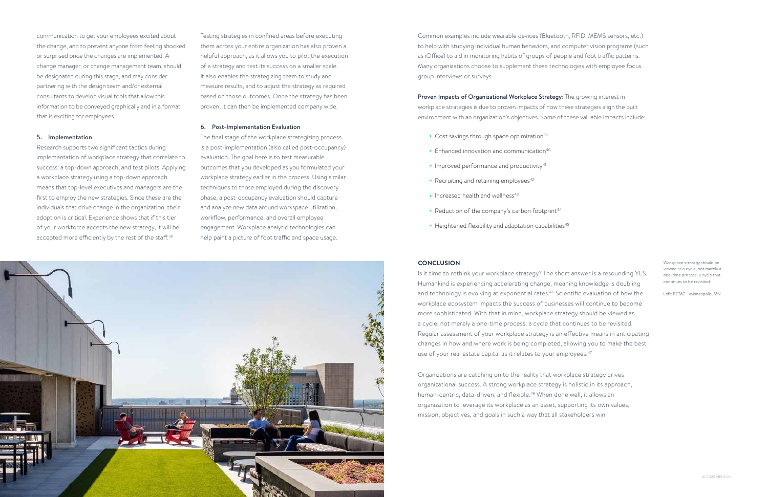communication to get your employees excited about the change, and to prevent anyone from feeling shocked or surprised once the changes are implemented. A change manager, or change management team, should be designated during this stage, and may consider partnering with the design team and/or external consultants to develop visual tools that allow this information to be conveyed graphically and in a format that is exciting for employees.

### 5. Implementation

Research supports two significant tactics during implementation of workplace strategy that correlate to success: a top-down approach, and test pilots. Applying a workplace strategy using a top-down approach means that top-level executives and managers are the first to employ the new strategies. Since these are the individuals that drive change in the organization, their adoption is critical. Experience shows that if this tier of your workforce accepts the new strategy, it will be accepted more efficiently by the rest of the staff.[38]

Testing strategies in confined areas before executing them across your entire organization has also proven a helpful approach, as it allows you to pilot the execution of a strategy and test its success on a smaller scale. It also enables the strategizing team to study and measure results, and to adjust the strategy as required based on those outcomes. Once the strategy has been proven, it can then be implemented company wide.

### 6. Post-Implementation Evaluation

The final stage of the workplace strategizing process is a post-implementation (also called post-occupancy) evaluation. The goal here is to test measurable outcomes that you developed as you formulated your workplace strategy earlier in the process. Using similar techniques to those employed during the discovery phase, a post-occupancy evaluation should capture and analyze new data around workspace utilization, workflow, performance, and overall employee engagement. Workplace analytic technologies can help paint a picture of foot traffic and space usage. Common examples include wearable devices (Bluetooth, RFID, MEMS sensors, etc.) to help with studying individual human behaviors, and computer vision programs (such as iOffice) to aid in monitoring habits of groups of people and foot traffic patterns. Many organizations choose to supplement these technologies with employee focus group interviews or surveys.

**Proven Impacts of Organizational Workplace Strategy:** The growing interest in workplace strategies is due to proven impacts of how these strategies align the built environment with an organization's objectives. Some of these valuable impacts include:

- Cost savings through space optimization[39]
- Enhanced innovation and communication[40]
- Improved performance and productivity[41]
- Recruiting and retaining employees[42]
- Increased health and wellness[43]
- Reduction of the company's carbon footprint[44]
- Heightened flexibility and adaptation capabilities[45]

## CONCLUSION

Is it time to rethink your workplace strategy? The short answer is a resounding YES. Humankind is experiencing accelerating change, meaning knowledge is doubling and technology is evolving at exponential rates.[46] Scientific evaluation of how the workplace ecosystem impacts the success of businesses will continue to become more sophisticated. With that in mind, workplace strategy should be viewed as a cycle, not merely a one-time process; a cycle that continues to be revisited. Regular assessment of your workplace strategy is an effective means in anticipating changes in how and where work is being completed, allowing you to make the best use of your real estate capital as it relates to your employees.[47]

Organizations are catching on to the reality that workplace strategy drives organizational success. A strong workplace strategy is holistic in its approach, human-centric, data-driven, and flexible.[48] When done well, it allows an organization to leverage its workplace as an asset, supporting its own values, mission, objectives, and goals in such a way that all stakeholders win.

Workplace strategy should be viewed as a cycle, not merely a one-time process; a cycle that continues to be revisited.

Left: ECMC—Minneapolis, MN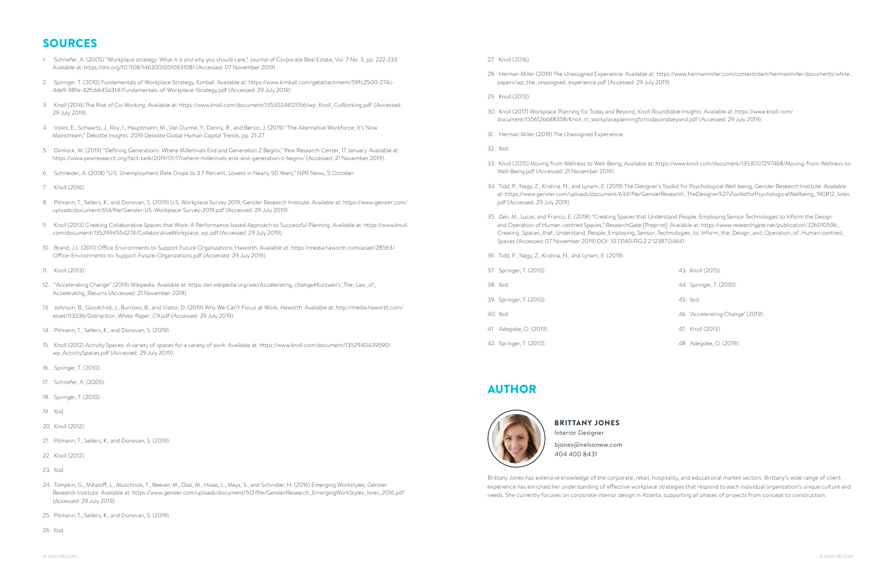## SOURCES

1. Schriefer, A. (2005) "Workplace strategy: What it is and why you should care," Journal of Corporate Real Estate, Vol. 7 No. 3, pp. 222-233. Available at: https://doi.org/10.1108/14630010510631081 (Accessed: 07 November 2019).
2. Springer, T. (2010) Fundamentals of Workplace Strategy, Kimball. Available at: https://www.kimball.com/getattachment/59fc2500-274c-4de9-981e-42fcb645d314/Fundamentals-of-Workplace-Strategy.pdf (Accessed: 29 July 2019).
3. Knoll (2016) The Rise of Co-Working. Available at: https://www.knoll.com/document/1353024612056/wp_Knoll_CoWorking.pdf. (Accessed: 29 July 2019).
4. Volini, E., Schwartz, J., Roy, I., Hauptmann, M., Van Durme, Y., Denny, B., and Bersin, J. (2019) "The Alternative Workforce; It's Now Mainstream," Deloitte Insights: 2019 Deloitte Global Human Capital Trends, pp. 21-27.
5. Dimlock, M. (2019) "Defining Generations: Where Millennials End and Generation Z Begins," Pew Research Center, 17 January. Available at: https://www.pewresearch.org/fact-tank/2019/01/17/where-millennials-end-and-generation-z-begins/ (Accessed: 21 November 2019).
6. Schneider, A. (2018) "U.S. Unemployment Rate Drops to 3.7 Percent, Lowest in Nearly 50 Years," NPR News, 5 October.
7. Knoll (2016).
8. Pitmann, T., Sellers, K., and Donovan, S. (2019) U.S. Workplace Survey 2019, Gensler Research Institute. Available at: https://www.gensler.com/uploads/document/614/file/Gensler-US-Workplace-Survey-2019.pdf (Accessed: 29 July 2019).
9. Knoll (2013) Creating Collaborative Spaces that Work: A Performance-based Approach to Successful Planning. Available at: https://www.knoll.com/document/1352994554274/CollaborativeWorkplace_wp.pdf (Accessed: 29 July 2019).
10. Brand, J.L. (2011) Office Environments to Support Future Organizations, Haworth. Available at: https://media.haworth.com/asset/28563/Office-Environments-to-Support-Future-Organizations.pdf (Accessed: 29 July 2019).
11. Knoll (2013).
12. "Accelerating Change" (2019) Wikipedia. Available at: https://en.wikipedia.org/wiki/Accelerating_change#Kurzweil's_The_Law_of_Accelerating_Returns (Accessed: 21 November 2019).
13. Johnson, B., Goodchild, J., Burrows, B., and Viator, D. (2019) Why We Can't Focus at Work, Haworth. Available at: http://media.haworth.com/asset/113336/Distraction_White-Paper_C9.pdf (Accessed: 29 July 2019).
14. Pitmann, T., Sellers, K., and Donovan, S. (2019).
15. Knoll (2012) Activity Spaces: A variety of spaces for a variety of work. Available at: https://www.knoll.com/document/1352940439590/wp_ActivitySpaces.pdf (Accessed: 29 July 2019).
16. Springer, T. (2010).
17. Schriefer, A. (2005).
18. Springer, T. (2010).
19. Ibid.
20. Knoll (2012).
21. Pitmann, T., Sellers, K., and Donovan, S. (2019).
22. Knoll (2012).
23. Ibid.
24. Tompkin, G., Mihaloff, L., Muschnick, T., Beever, M., Diaz, M., Hsiao, L., Mays, S., and Schindler, H. (2016) Emerging Workstyles, Gensler Research Institute. Available at: https://www.gensler.com/uploads/document/512/file/GenslerResearch_EmergingWorkStyles_lores_2016.pdf (Accessed: 29 July 2019).
25. Pitmann, T., Sellers, K., and Donovan, S. (2019).
26. Ibid.
27. Knoll (2016).
28. Herman Miller (2019) The Unassigned Experience. Available at: https://www.hermanmiller.com/content/dam/hermanmiller/documents/white_papers/wp_the_unassigned_experience.pdf (Accessed: 29 July 2019).
29. Knoll (2013).
30. Knoll (2017) Workplace Planning for Today and Beyond, Knoll Roundtable Insights. Available at: https://www.knoll.com/document/1356126688358/Knoll_rt_workplaceplanningfortodayandbeyond.pdf (Accessed: 29 July 2019).
31. Herman Miller (2019) The Unassigned Experience.
32. Ibid.
33. Knoll (2015) Moving from Wellness to Well-Being, Available at: https://www.knoll.com/document/1353007297468/Moving-from-Wellness-to-Well-Being.pdf (Accessed: 21 November 2019).
34. Tidd, P., Nagy, Z., Krishna, N., and Lynam, E. (2019) The Designer's Toolkit for Psychological Well-being, Gensler Research Institute. Available at: https://www.gensler.com/uploads/document/634/file/GenslerResearch_TheDesigner%27sToolkitforPsychologicalWellbeing_190812_lores.pdf (Accessed: 29 July 2019).
35. Zaki, M., Lucas, and Francu, E. (2018) "Creating Spaces that Understand People: Employing Sensor Technologies to Inform the Design and Operation of Human-centred Spaces," ResearchGate [Preprint]. Available at: https://www.researchgate.net/publication/326010596_Creating_Spaces_that_Understand_People_Employing_Sensor_Technologies_to_Inform_the_Design_and_Operation_of_Human-centred_Spaces (Accessed: 07 November 2019) DOI: 10.13140/RG.2.2.12387.04641.
36. Tidd, P., Nagy, Z., Krishna, N., and Lynam, E. (2019).
37. Springer, T. (2010).
38. Ibid.
39. Springer, T. (2010).
40. Ibid.
41. Adegoke, O. (2019).
42. Springer, T. (2010).
43. Knoll (2015).
44. Springer, T. (2010).
45. Ibid.
46. 'Accelerating Change' (2019).
47. Knoll (2013).
48. Adegoke, O. (2019).

## AUTHOR

**BRITTANY JONES**
Interior Designer
bjones@nelsonww.com
404 400 8431

Brittany Jones has extensive knowledge of the corporate, retail, hospitality, and educational market sectors. Brittany's wide range of client experience has enriched her understanding of effective workplace strategies that respond to each individual organization's unique culture and needs. She currently focuses on corporate interior design in Atlanta, supporting all phases of projects from concept to construction.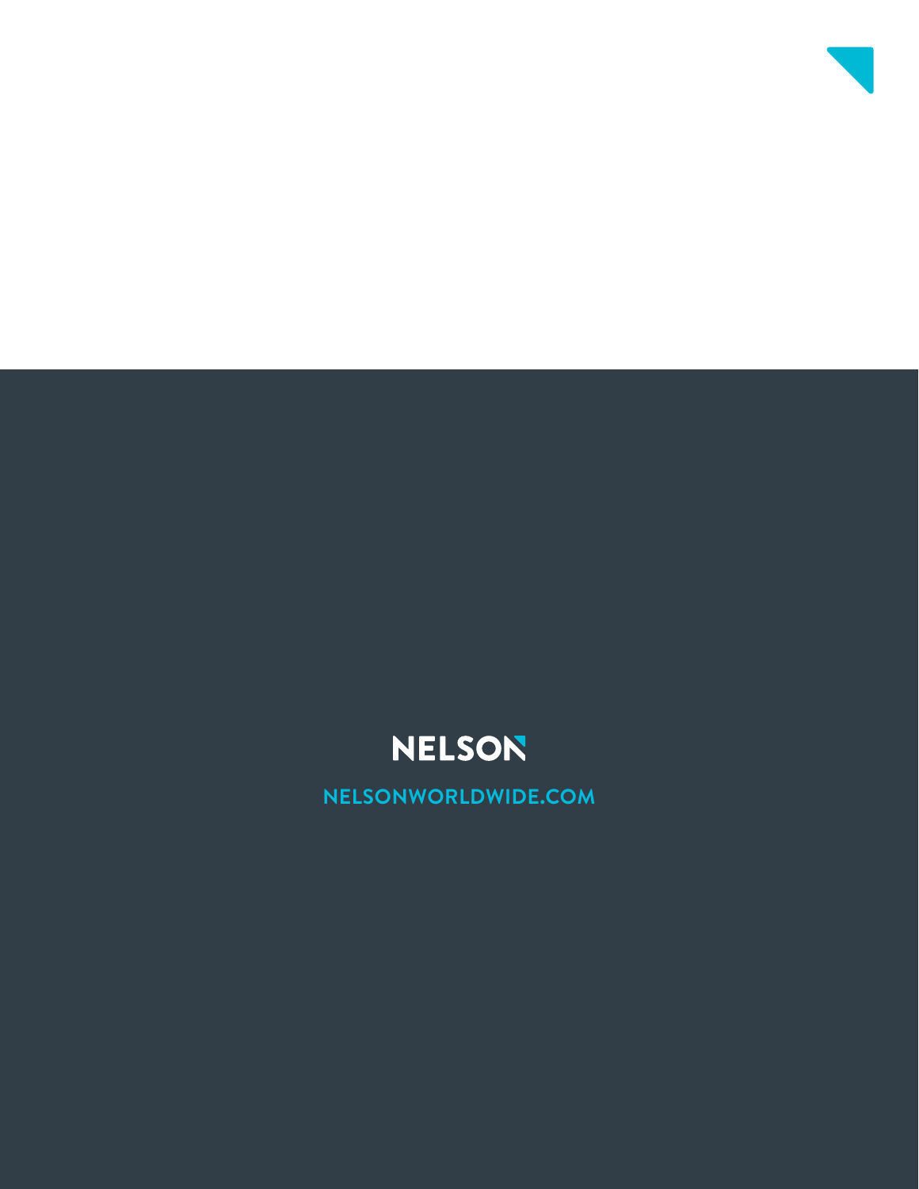NELSON

NELSONWORLDWIDE.COM